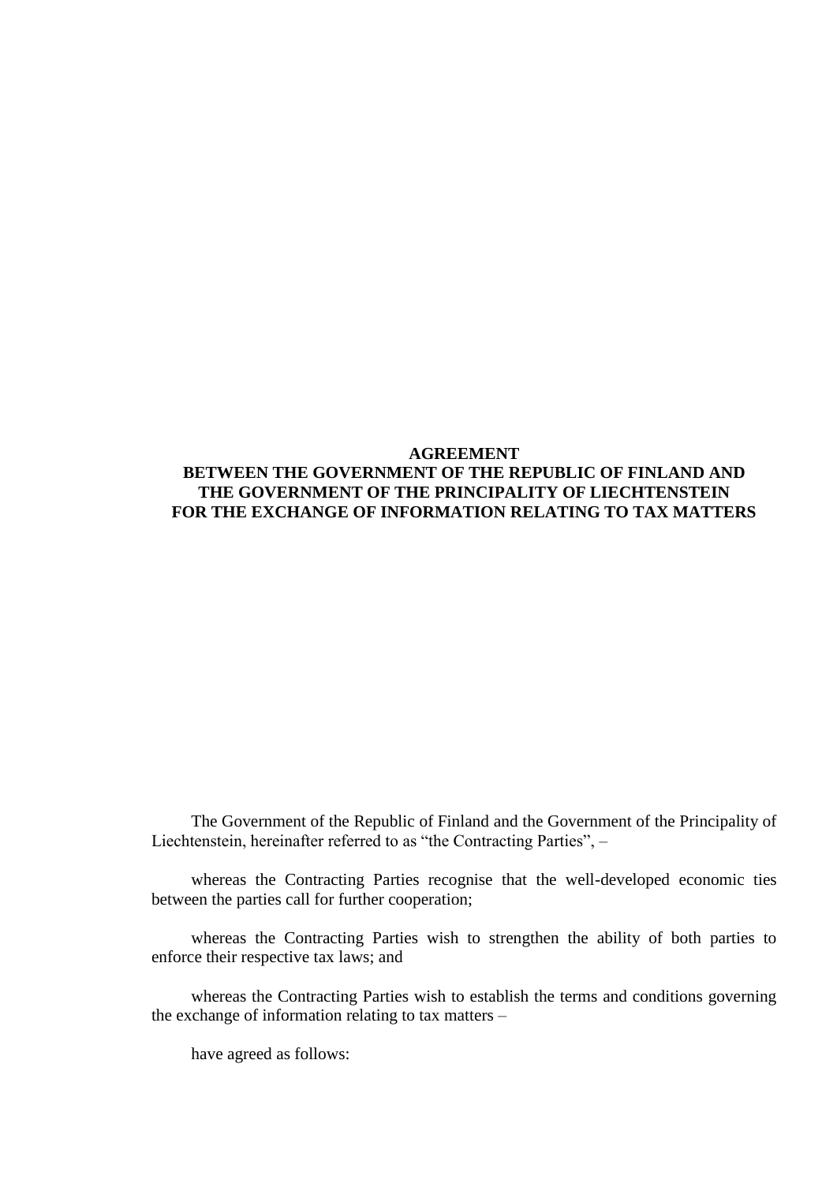# AGREEMENT
# BETWEEN THE GOVERNMENT OF THE REPUBLIC OF FINLAND AND THE GOVERNMENT OF THE PRINCIPALITY OF LIECHTENSTEIN FOR THE EXCHANGE OF INFORMATION RELATING TO TAX MATTERS

The Government of the Republic of Finland and the Government of the Principality of Liechtenstein, hereinafter referred to as "the Contracting Parties", –

whereas the Contracting Parties recognise that the well-developed economic ties between the parties call for further cooperation;

whereas the Contracting Parties wish to strengthen the ability of both parties to enforce their respective tax laws; and

whereas the Contracting Parties wish to establish the terms and conditions governing the exchange of information relating to tax matters –

have agreed as follows: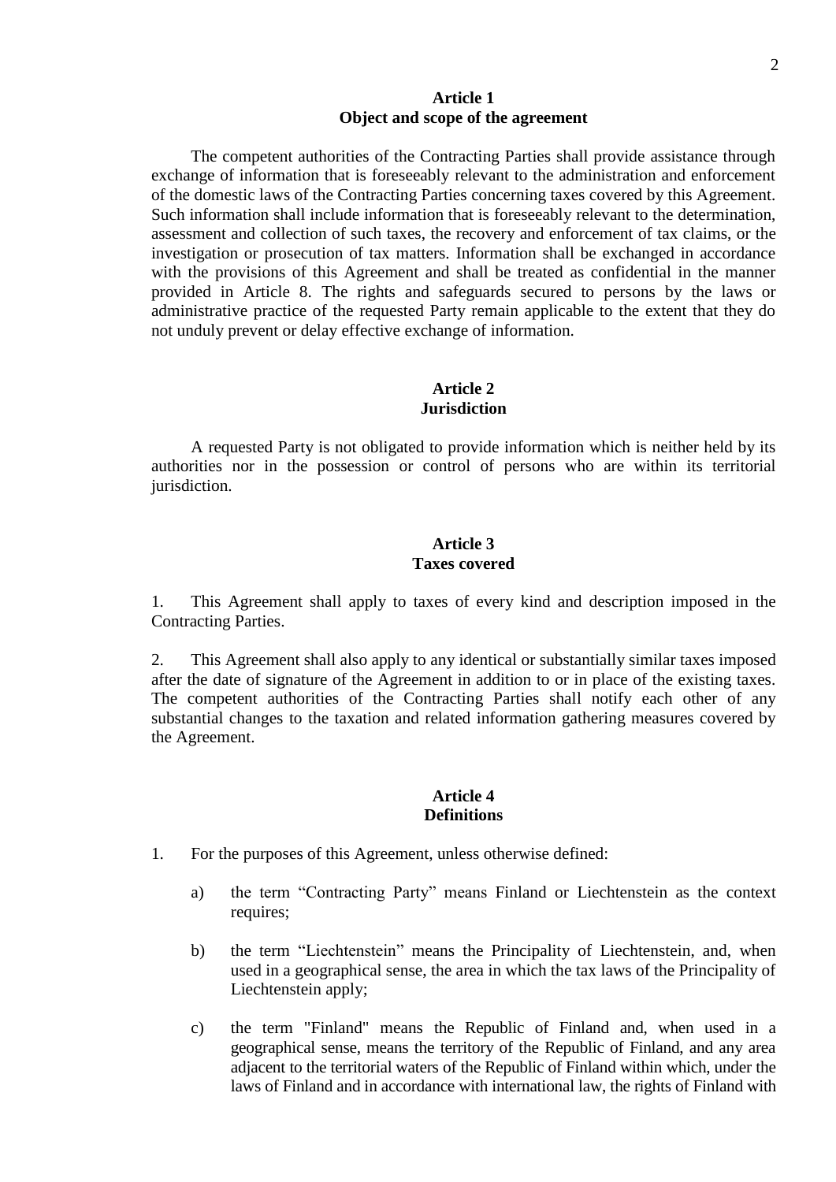## Article 1
## Object and scope of the agreement

The competent authorities of the Contracting Parties shall provide assistance through exchange of information that is foreseeably relevant to the administration and enforcement of the domestic laws of the Contracting Parties concerning taxes covered by this Agreement. Such information shall include information that is foreseeably relevant to the determination, assessment and collection of such taxes, the recovery and enforcement of tax claims, or the investigation or prosecution of tax matters. Information shall be exchanged in accordance with the provisions of this Agreement and shall be treated as confidential in the manner provided in Article 8. The rights and safeguards secured to persons by the laws or administrative practice of the requested Party remain applicable to the extent that they do not unduly prevent or delay effective exchange of information.

## Article 2
## Jurisdiction

A requested Party is not obligated to provide information which is neither held by its authorities nor in the possession or control of persons who are within its territorial jurisdiction.

## Article 3
## Taxes covered

1. This Agreement shall apply to taxes of every kind and description imposed in the Contracting Parties.

2. This Agreement shall also apply to any identical or substantially similar taxes imposed after the date of signature of the Agreement in addition to or in place of the existing taxes. The competent authorities of the Contracting Parties shall notify each other of any substantial changes to the taxation and related information gathering measures covered by the Agreement.

## Article 4
## Definitions

1. For the purposes of this Agreement, unless otherwise defined:

   a) the term "Contracting Party" means Finland or Liechtenstein as the context requires;

   b) the term "Liechtenstein" means the Principality of Liechtenstein, and, when used in a geographical sense, the area in which the tax laws of the Principality of Liechtenstein apply;

   c) the term "Finland" means the Republic of Finland and, when used in a geographical sense, means the territory of the Republic of Finland, and any area adjacent to the territorial waters of the Republic of Finland within which, under the laws of Finland and in accordance with international law, the rights of Finland with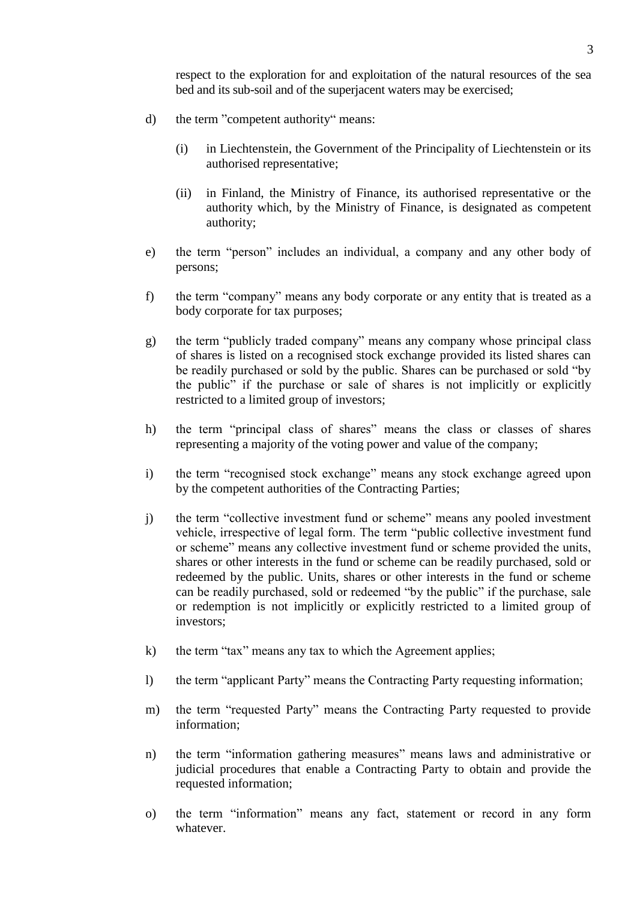respect to the exploration for and exploitation of the natural resources of the sea bed and its sub-soil and of the superjacent waters may be exercised;

d) the term ”competent authority“ means:

   (i) in Liechtenstein, the Government of the Principality of Liechtenstein or its authorised representative;

   (ii) in Finland, the Ministry of Finance, its authorised representative or the authority which, by the Ministry of Finance, is designated as competent authority;

e) the term “person” includes an individual, a company and any other body of persons;

f) the term “company” means any body corporate or any entity that is treated as a body corporate for tax purposes;

g) the term “publicly traded company” means any company whose principal class of shares is listed on a recognised stock exchange provided its listed shares can be readily purchased or sold by the public. Shares can be purchased or sold “by the public” if the purchase or sale of shares is not implicitly or explicitly restricted to a limited group of investors;

h) the term “principal class of shares” means the class or classes of shares representing a majority of the voting power and value of the company;

i) the term “recognised stock exchange” means any stock exchange agreed upon by the competent authorities of the Contracting Parties;

j) the term “collective investment fund or scheme” means any pooled investment vehicle, irrespective of legal form. The term “public collective investment fund or scheme” means any collective investment fund or scheme provided the units, shares or other interests in the fund or scheme can be readily purchased, sold or redeemed by the public. Units, shares or other interests in the fund or scheme can be readily purchased, sold or redeemed “by the public” if the purchase, sale or redemption is not implicitly or explicitly restricted to a limited group of investors;

k) the term “tax” means any tax to which the Agreement applies;

l) the term “applicant Party” means the Contracting Party requesting information;

m) the term “requested Party” means the Contracting Party requested to provide information;

n) the term “information gathering measures” means laws and administrative or judicial procedures that enable a Contracting Party to obtain and provide the requested information;

o) the term “information” means any fact, statement or record in any form whatever.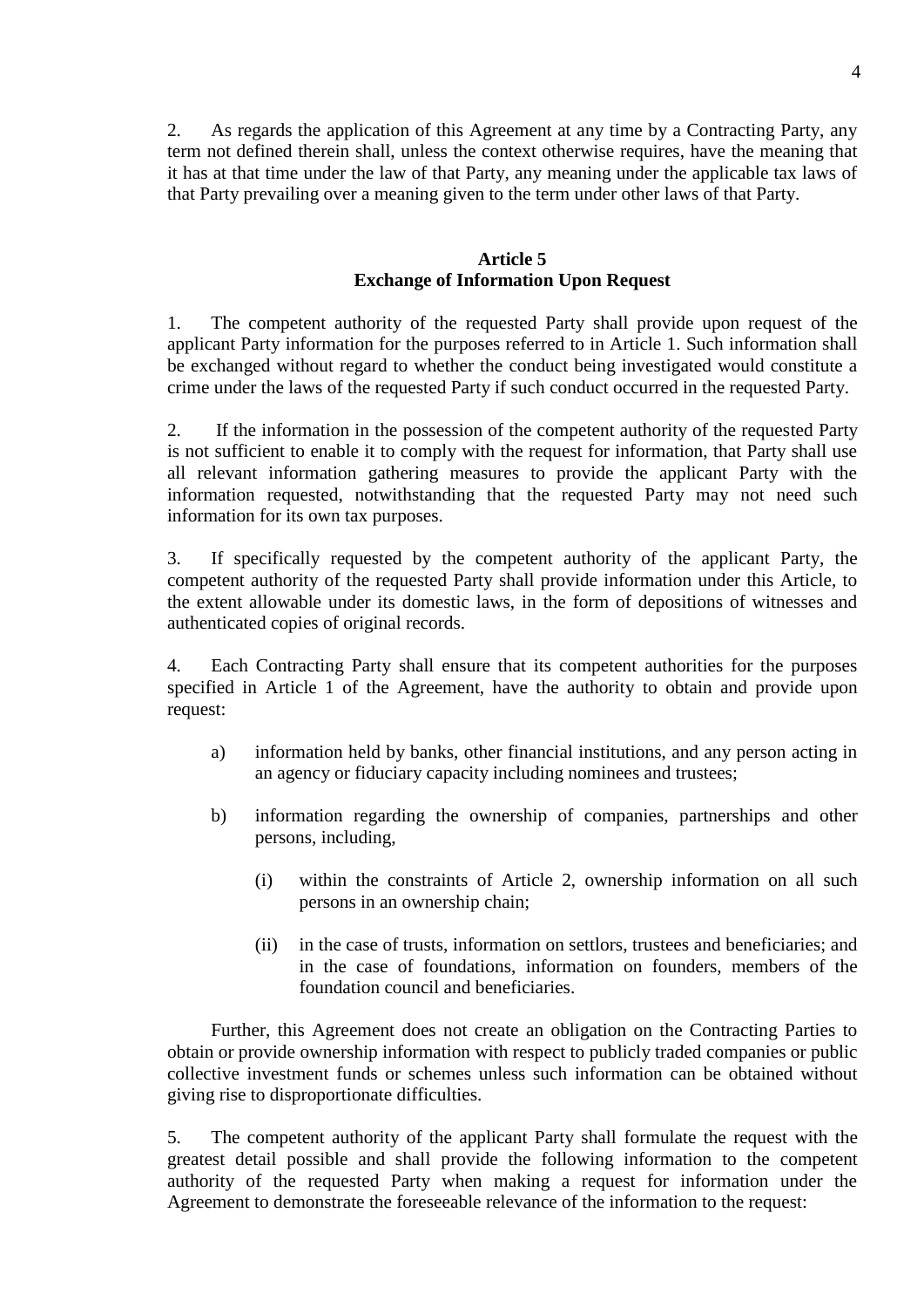2. As regards the application of this Agreement at any time by a Contracting Party, any term not defined therein shall, unless the context otherwise requires, have the meaning that it has at that time under the law of that Party, any meaning under the applicable tax laws of that Party prevailing over a meaning given to the term under other laws of that Party.

## Article 5
## Exchange of Information Upon Request

1. The competent authority of the requested Party shall provide upon request of the applicant Party information for the purposes referred to in Article 1. Such information shall be exchanged without regard to whether the conduct being investigated would constitute a crime under the laws of the requested Party if such conduct occurred in the requested Party.

2. If the information in the possession of the competent authority of the requested Party is not sufficient to enable it to comply with the request for information, that Party shall use all relevant information gathering measures to provide the applicant Party with the information requested, notwithstanding that the requested Party may not need such information for its own tax purposes.

3. If specifically requested by the competent authority of the applicant Party, the competent authority of the requested Party shall provide information under this Article, to the extent allowable under its domestic laws, in the form of depositions of witnesses and authenticated copies of original records.

4. Each Contracting Party shall ensure that its competent authorities for the purposes specified in Article 1 of the Agreement, have the authority to obtain and provide upon request:

   a) information held by banks, other financial institutions, and any person acting in an agency or fiduciary capacity including nominees and trustees;

   b) information regarding the ownership of companies, partnerships and other persons, including,

      (i) within the constraints of Article 2, ownership information on all such persons in an ownership chain;

      (ii) in the case of trusts, information on settlors, trustees and beneficiaries; and in the case of foundations, information on founders, members of the foundation council and beneficiaries.

Further, this Agreement does not create an obligation on the Contracting Parties to obtain or provide ownership information with respect to publicly traded companies or public collective investment funds or schemes unless such information can be obtained without giving rise to disproportionate difficulties.

5. The competent authority of the applicant Party shall formulate the request with the greatest detail possible and shall provide the following information to the competent authority of the requested Party when making a request for information under the Agreement to demonstrate the foreseeable relevance of the information to the request: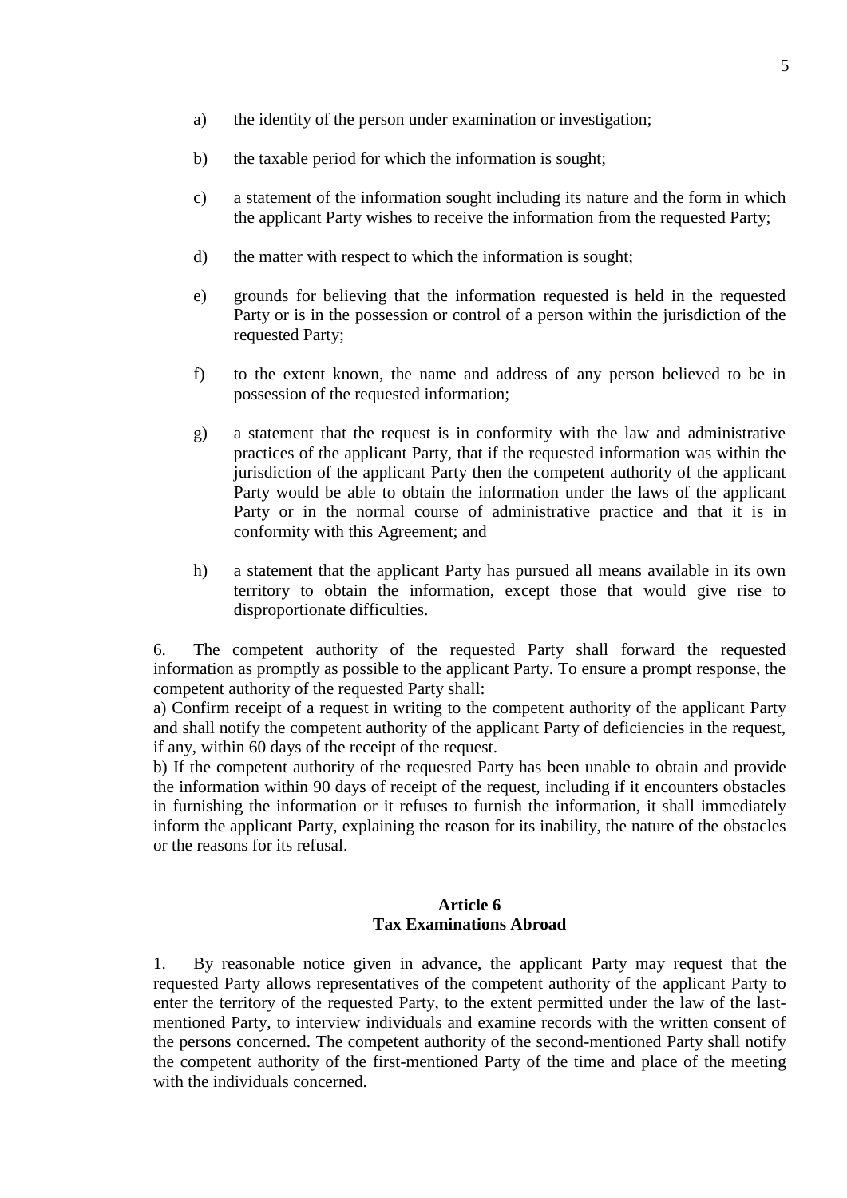a) the identity of the person under examination or investigation;

b) the taxable period for which the information is sought;

c) a statement of the information sought including its nature and the form in which the applicant Party wishes to receive the information from the requested Party;

d) the matter with respect to which the information is sought;

e) grounds for believing that the information requested is held in the requested Party or is in the possession or control of a person within the jurisdiction of the requested Party;

f) to the extent known, the name and address of any person believed to be in possession of the requested information;

g) a statement that the request is in conformity with the law and administrative practices of the applicant Party, that if the requested information was within the jurisdiction of the applicant Party then the competent authority of the applicant Party would be able to obtain the information under the laws of the applicant Party or in the normal course of administrative practice and that it is in conformity with this Agreement; and

h) a statement that the applicant Party has pursued all means available in its own territory to obtain the information, except those that would give rise to disproportionate difficulties.

6. The competent authority of the requested Party shall forward the requested information as promptly as possible to the applicant Party. To ensure a prompt response, the competent authority of the requested Party shall:

a) Confirm receipt of a request in writing to the competent authority of the applicant Party and shall notify the competent authority of the applicant Party of deficiencies in the request, if any, within 60 days of the receipt of the request.

b) If the competent authority of the requested Party has been unable to obtain and provide the information within 90 days of receipt of the request, including if it encounters obstacles in furnishing the information or it refuses to furnish the information, it shall immediately inform the applicant Party, explaining the reason for its inability, the nature of the obstacles or the reasons for its refusal.

## Article 6
## Tax Examinations Abroad

1. By reasonable notice given in advance, the applicant Party may request that the requested Party allows representatives of the competent authority of the applicant Party to enter the territory of the requested Party, to the extent permitted under the law of the last-mentioned Party, to interview individuals and examine records with the written consent of the persons concerned. The competent authority of the second-mentioned Party shall notify the competent authority of the first-mentioned Party of the time and place of the meeting with the individuals concerned.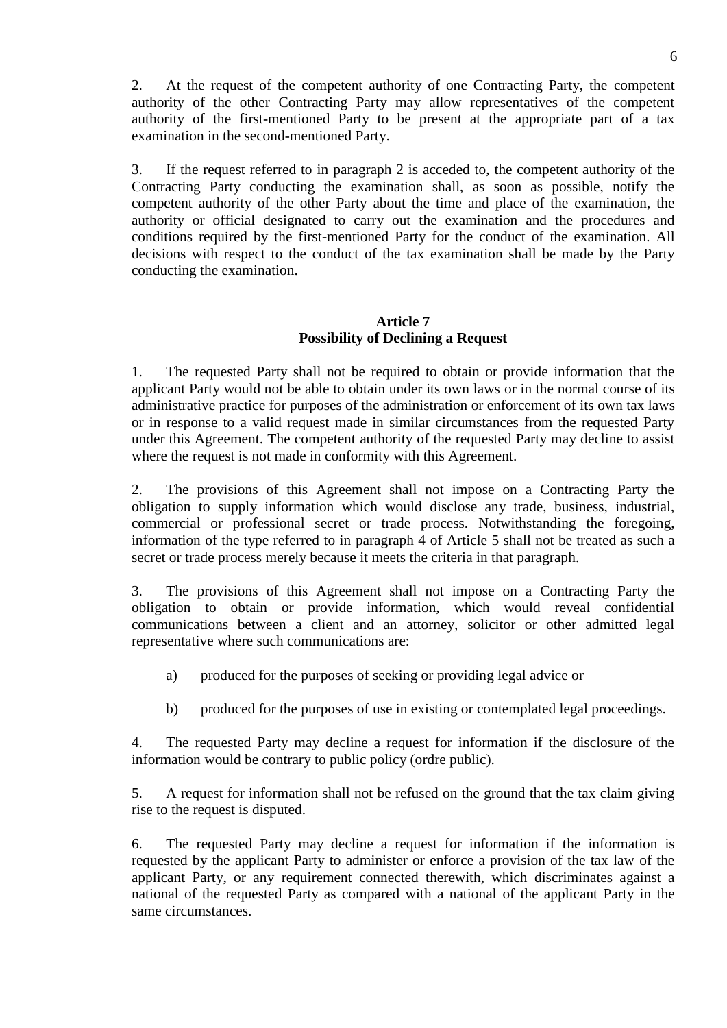2. At the request of the competent authority of one Contracting Party, the competent authority of the other Contracting Party may allow representatives of the competent authority of the first-mentioned Party to be present at the appropriate part of a tax examination in the second-mentioned Party.

3. If the request referred to in paragraph 2 is acceded to, the competent authority of the Contracting Party conducting the examination shall, as soon as possible, notify the competent authority of the other Party about the time and place of the examination, the authority or official designated to carry out the examination and the procedures and conditions required by the first-mentioned Party for the conduct of the examination. All decisions with respect to the conduct of the tax examination shall be made by the Party conducting the examination.

## Article 7
## Possibility of Declining a Request

1. The requested Party shall not be required to obtain or provide information that the applicant Party would not be able to obtain under its own laws or in the normal course of its administrative practice for purposes of the administration or enforcement of its own tax laws or in response to a valid request made in similar circumstances from the requested Party under this Agreement. The competent authority of the requested Party may decline to assist where the request is not made in conformity with this Agreement.

2. The provisions of this Agreement shall not impose on a Contracting Party the obligation to supply information which would disclose any trade, business, industrial, commercial or professional secret or trade process. Notwithstanding the foregoing, information of the type referred to in paragraph 4 of Article 5 shall not be treated as such a secret or trade process merely because it meets the criteria in that paragraph.

3. The provisions of this Agreement shall not impose on a Contracting Party the obligation to obtain or provide information, which would reveal confidential communications between a client and an attorney, solicitor or other admitted legal representative where such communications are:

a) produced for the purposes of seeking or providing legal advice or

b) produced for the purposes of use in existing or contemplated legal proceedings.

4. The requested Party may decline a request for information if the disclosure of the information would be contrary to public policy (ordre public).

5. A request for information shall not be refused on the ground that the tax claim giving rise to the request is disputed.

6. The requested Party may decline a request for information if the information is requested by the applicant Party to administer or enforce a provision of the tax law of the applicant Party, or any requirement connected therewith, which discriminates against a national of the requested Party as compared with a national of the applicant Party in the same circumstances.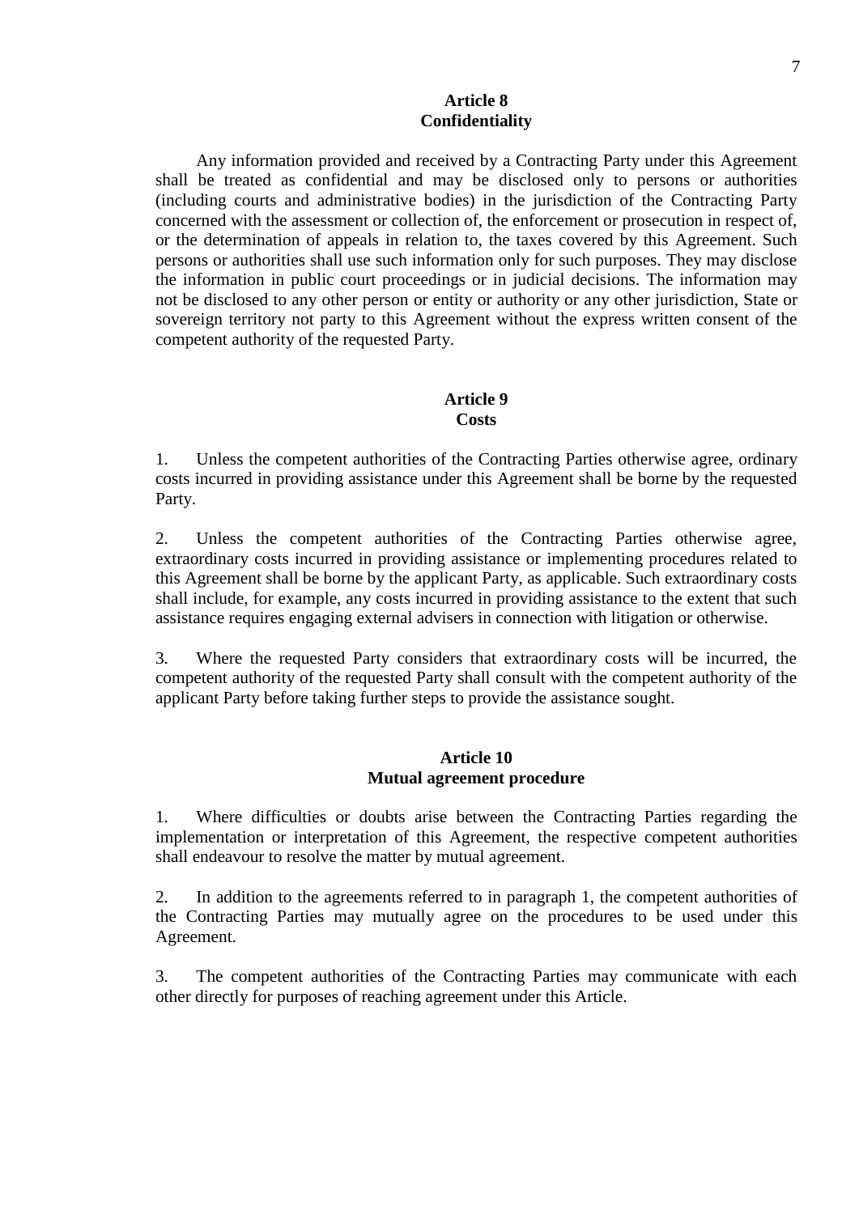## Article 8
## Confidentiality

Any information provided and received by a Contracting Party under this Agreement shall be treated as confidential and may be disclosed only to persons or authorities (including courts and administrative bodies) in the jurisdiction of the Contracting Party concerned with the assessment or collection of, the enforcement or prosecution in respect of, or the determination of appeals in relation to, the taxes covered by this Agreement. Such persons or authorities shall use such information only for such purposes. They may disclose the information in public court proceedings or in judicial decisions. The information may not be disclosed to any other person or entity or authority or any other jurisdiction, State or sovereign territory not party to this Agreement without the express written consent of the competent authority of the requested Party.

## Article 9
## Costs

1. Unless the competent authorities of the Contracting Parties otherwise agree, ordinary costs incurred in providing assistance under this Agreement shall be borne by the requested Party.

2. Unless the competent authorities of the Contracting Parties otherwise agree, extraordinary costs incurred in providing assistance or implementing procedures related to this Agreement shall be borne by the applicant Party, as applicable. Such extraordinary costs shall include, for example, any costs incurred in providing assistance to the extent that such assistance requires engaging external advisers in connection with litigation or otherwise.

3. Where the requested Party considers that extraordinary costs will be incurred, the competent authority of the requested Party shall consult with the competent authority of the applicant Party before taking further steps to provide the assistance sought.

## Article 10
## Mutual agreement procedure

1. Where difficulties or doubts arise between the Contracting Parties regarding the implementation or interpretation of this Agreement, the respective competent authorities shall endeavour to resolve the matter by mutual agreement.

2. In addition to the agreements referred to in paragraph 1, the competent authorities of the Contracting Parties may mutually agree on the procedures to be used under this Agreement.

3. The competent authorities of the Contracting Parties may communicate with each other directly for purposes of reaching agreement under this Article.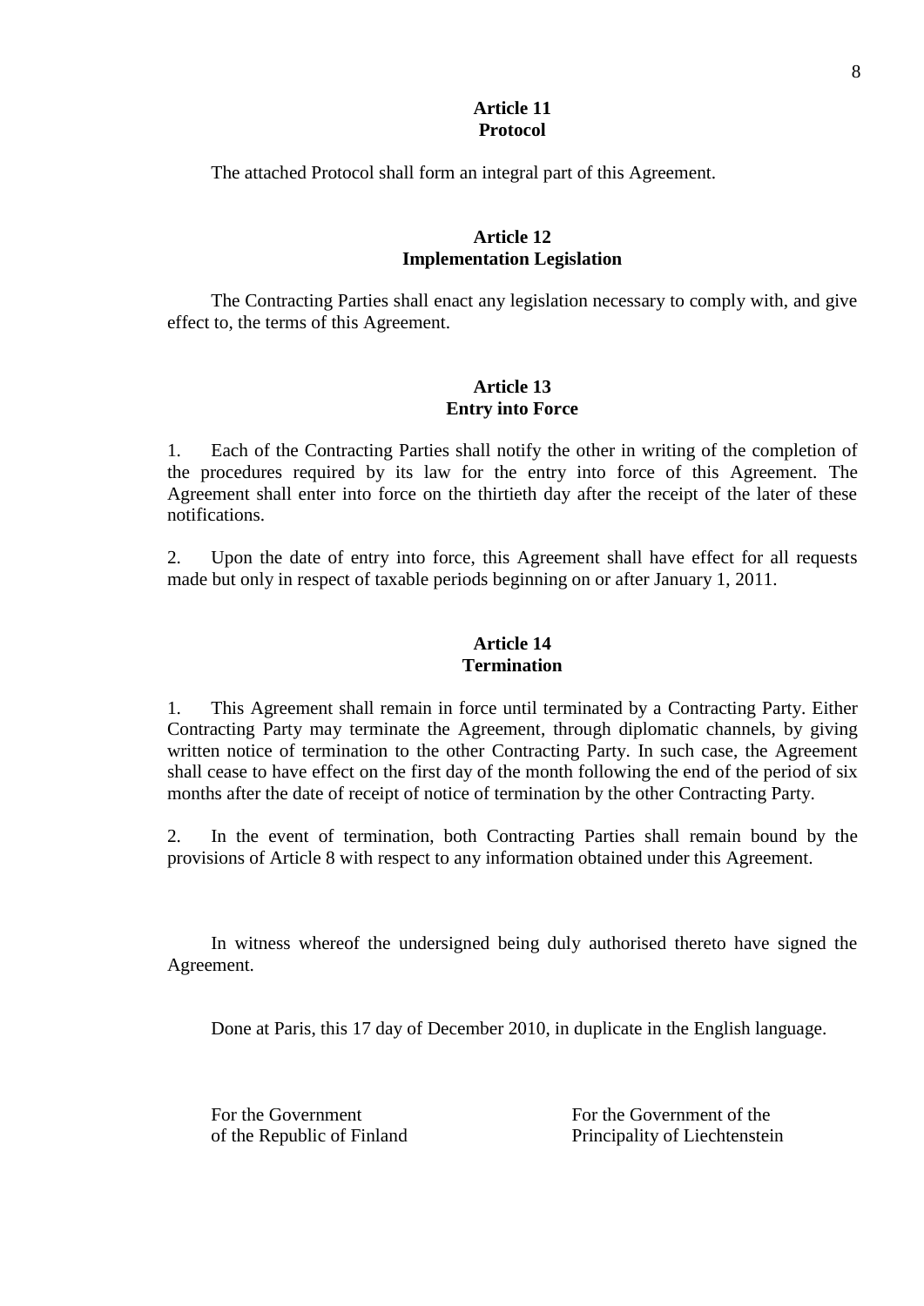## Article 11
## Protocol

The attached Protocol shall form an integral part of this Agreement.

## Article 12
## Implementation Legislation

The Contracting Parties shall enact any legislation necessary to comply with, and give effect to, the terms of this Agreement.

## Article 13
## Entry into Force

1. Each of the Contracting Parties shall notify the other in writing of the completion of the procedures required by its law for the entry into force of this Agreement. The Agreement shall enter into force on the thirtieth day after the receipt of the later of these notifications.

2. Upon the date of entry into force, this Agreement shall have effect for all requests made but only in respect of taxable periods beginning on or after January 1, 2011.

## Article 14
## Termination

1. This Agreement shall remain in force until terminated by a Contracting Party. Either Contracting Party may terminate the Agreement, through diplomatic channels, by giving written notice of termination to the other Contracting Party. In such case, the Agreement shall cease to have effect on the first day of the month following the end of the period of six months after the date of receipt of notice of termination by the other Contracting Party.

2. In the event of termination, both Contracting Parties shall remain bound by the provisions of Article 8 with respect to any information obtained under this Agreement.

In witness whereof the undersigned being duly authorised thereto have signed the Agreement.

Done at Paris, this 17 day of December 2010, in duplicate in the English language.

For the Government
of the Republic of Finland

For the Government of the
Principality of Liechtenstein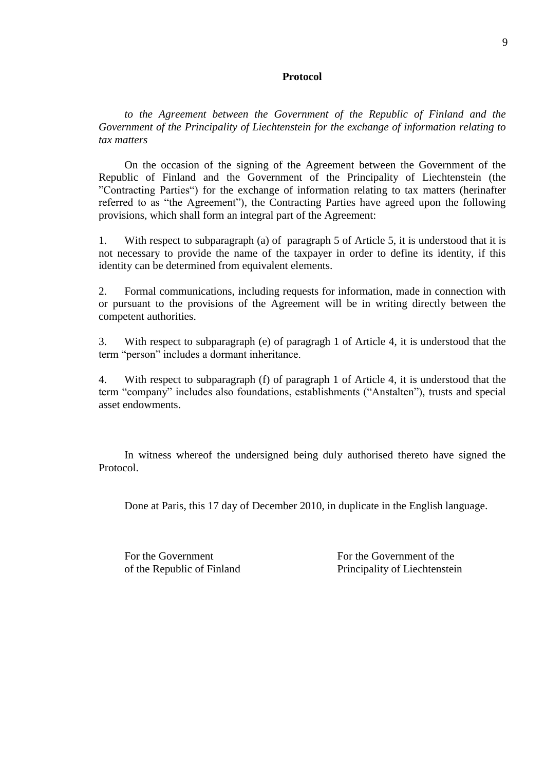**Protocol**

*to the Agreement between the Government of the Republic of Finland and the Government of the Principality of Liechtenstein for the exchange of information relating to tax matters*

On the occasion of the signing of the Agreement between the Government of the Republic of Finland and the Government of the Principality of Liechtenstein (the ”Contracting Parties“) for the exchange of information relating to tax matters (herinafter referred to as “the Agreement”), the Contracting Parties have agreed upon the following provisions, which shall form an integral part of the Agreement:

1. With respect to subparagraph (a) of paragraph 5 of Article 5, it is understood that it is not necessary to provide the name of the taxpayer in order to define its identity, if this identity can be determined from equivalent elements.

2. Formal communications, including requests for information, made in connection with or pursuant to the provisions of the Agreement will be in writing directly between the competent authorities.

3. With respect to subparagraph (e) of paragragh 1 of Article 4, it is understood that the term “person” includes a dormant inheritance.

4. With respect to subparagraph (f) of paragraph 1 of Article 4, it is understood that the term “company” includes also foundations, establishments (“Anstalten”), trusts and special asset endowments.

In witness whereof the undersigned being duly authorised thereto have signed the Protocol.

Done at Paris, this 17 day of December 2010, in duplicate in the English language.

For the Government
of the Republic of Finland

For the Government of the
Principality of Liechtenstein